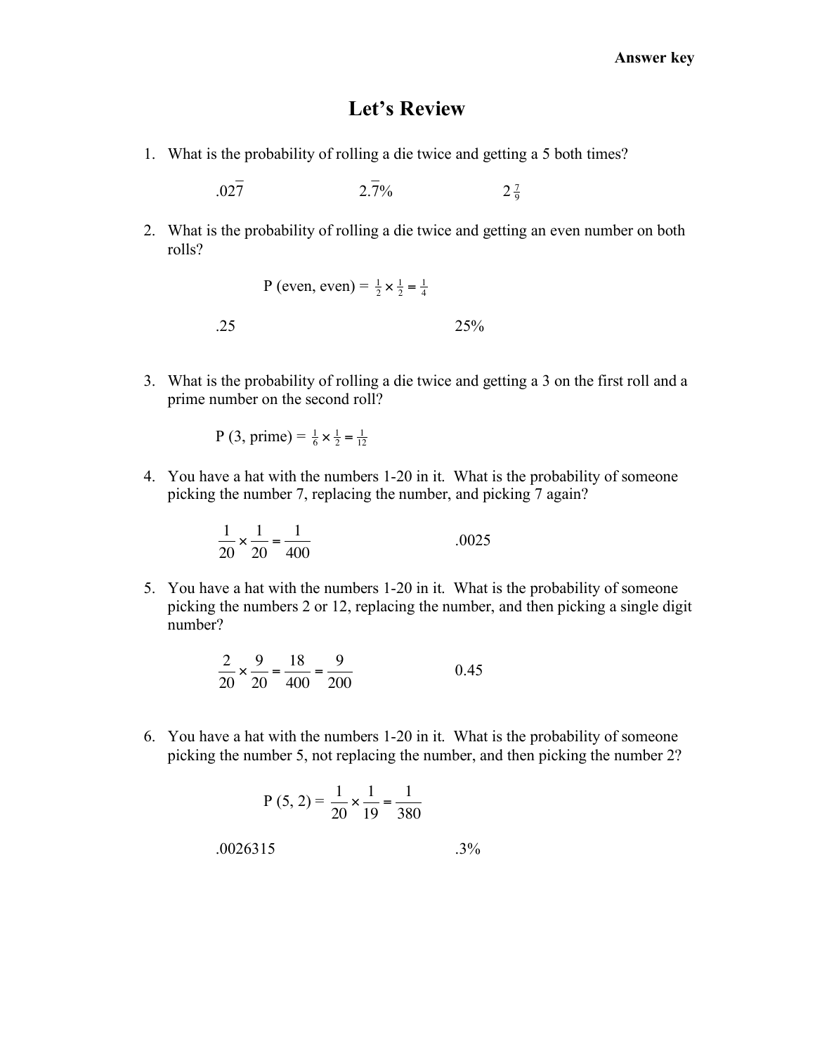**Answer key**

# Let's Review

1. What is the probability of rolling a die twice and getting a 5 both times?

   $.02\overline{7}$ $\quad\quad$ $2.\overline{7}\%$ $\quad\quad$ $2\frac{7}{9}$

2. What is the probability of rolling a die twice and getting an even number on both rolls?

   $$P\text{ (even, even)} = \frac{1}{2} \times \frac{1}{2} = \frac{1}{4}$$

   .25 $\quad\quad$ 25%

3. What is the probability of rolling a die twice and getting a 3 on the first roll and a prime number on the second roll?

   $$P\text{ (3, prime)} = \frac{1}{6} \times \frac{1}{2} = \frac{1}{12}$$

4. You have a hat with the numbers 1-20 in it. What is the probability of someone picking the number 7, replacing the number, and picking 7 again?

   $$\frac{1}{20} \times \frac{1}{20} = \frac{1}{400} \quad\quad .0025$$

5. You have a hat with the numbers 1-20 in it. What is the probability of someone picking the numbers 2 or 12, replacing the number, and then picking a single digit number?

   $$\frac{2}{20} \times \frac{9}{20} = \frac{18}{400} = \frac{9}{200} \quad\quad 0.45$$

6. You have a hat with the numbers 1-20 in it. What is the probability of someone picking the number 5, not replacing the number, and then picking the number 2?

   $$P\text{ (5, 2)} = \frac{1}{20} \times \frac{1}{19} = \frac{1}{380}$$

   .0026315 $\quad\quad$ .3%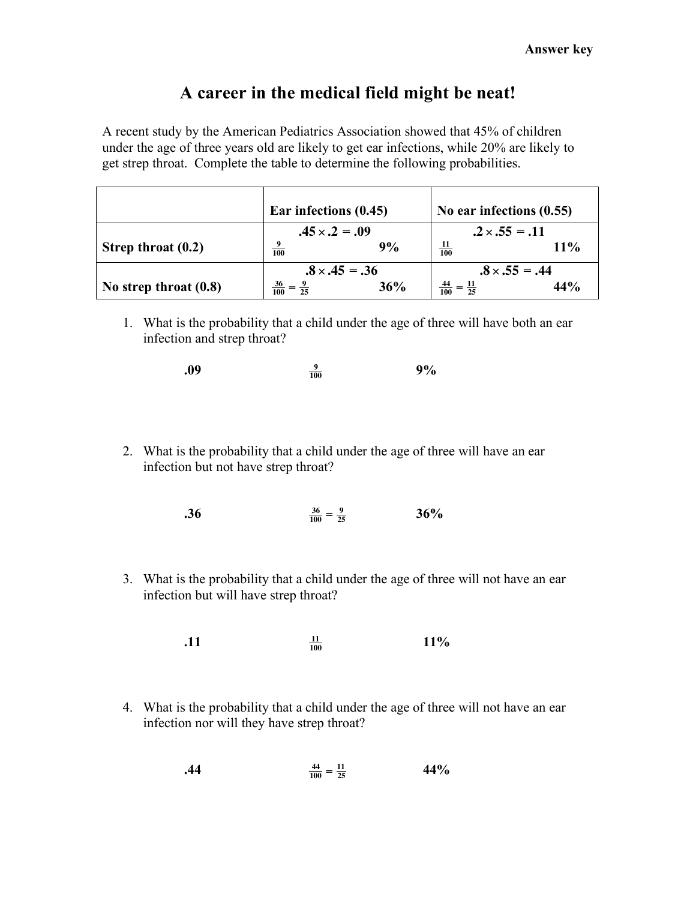**Answer key**

# A career in the medical field might be neat!

A recent study by the American Pediatrics Association showed that 45% of children under the age of three years old are likely to get ear infections, while 20% are likely to get strep throat. Complete the table to determine the following probabilities.

| | **Ear infections (0.45)** | **No ear infections (0.55)** |
|---|---|---|
| **Strep throat (0.2)** | $.45 \times .2 = .09$ <br> $\frac{9}{100}$ **9%** | $.2 \times .55 = .11$ <br> $\frac{11}{100}$ **11%** |
| **No strep throat (0.8)** | $.8 \times .45 = .36$ <br> $\frac{36}{100} = \frac{9}{25}$ **36%** | $.8 \times .55 = .44$ <br> $\frac{44}{100} = \frac{11}{25}$ **44%** |

1. What is the probability that a child under the age of three will have both an ear infection and strep throat?

   **.09** $\quad \frac{9}{100} \quad$ **9%**

2. What is the probability that a child under the age of three will have an ear infection but not have strep throat?

   **.36** $\quad \frac{36}{100} = \frac{9}{25} \quad$ **36%**

3. What is the probability that a child under the age of three will not have an ear infection but will have strep throat?

   **.11** $\quad \frac{11}{100} \quad$ **11%**

4. What is the probability that a child under the age of three will not have an ear infection nor will they have strep throat?

   **.44** $\quad \frac{44}{100} = \frac{11}{25} \quad$ **44%**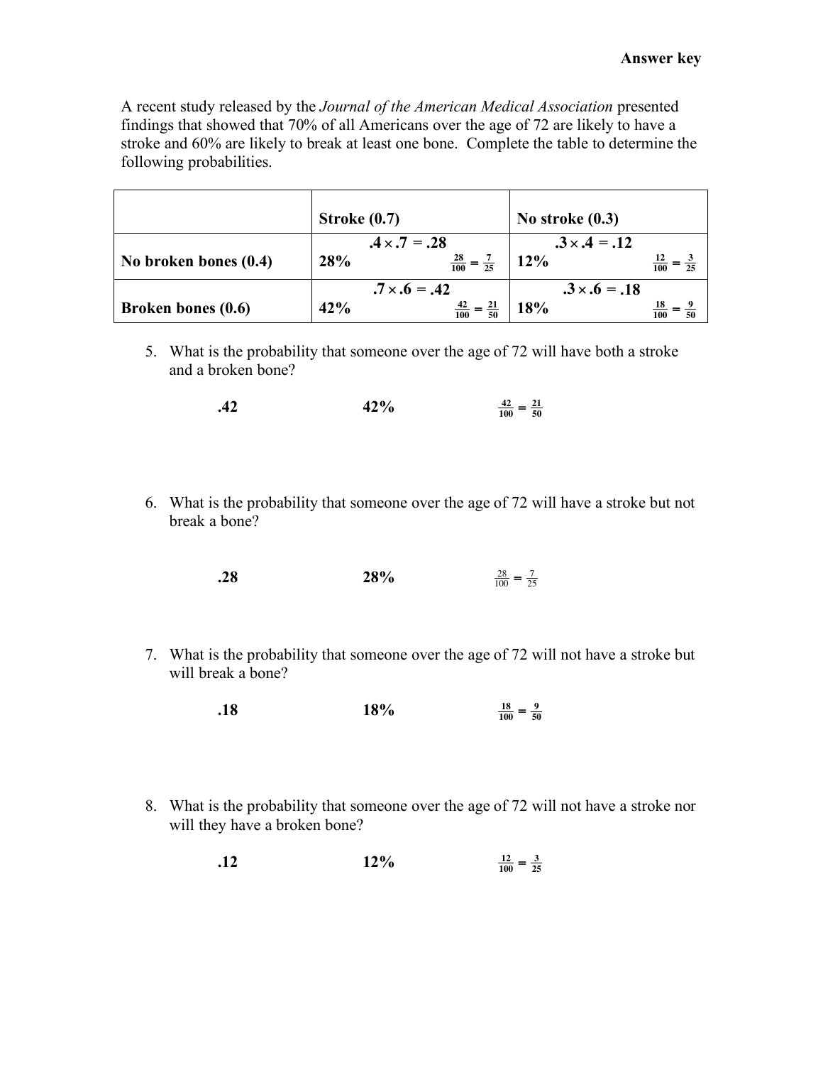**Answer key**

A recent study released by the *Journal of the American Medical Association* presented findings that showed that 70% of all Americans over the age of 72 are likely to have a stroke and 60% are likely to break at least one bone. Complete the table to determine the following probabilities.

| | **Stroke (0.7)** | **No stroke (0.3)** |
|---|---|---|
| **No broken bones (0.4)** | $.4 \times .7 = .28$ **28%** $\frac{28}{100} = \frac{7}{25}$ | $.3 \times .4 = .12$ **12%** $\frac{12}{100} = \frac{3}{25}$ |
| **Broken bones (0.6)** | $.7 \times .6 = .42$ **42%** $\frac{42}{100} = \frac{21}{50}$ | $.3 \times .6 = .18$ **18%** $\frac{18}{100} = \frac{9}{50}$ |

5. What is the probability that someone over the age of 72 will have both a stroke and a broken bone?

   **.42** **42%** $\frac{42}{100} = \frac{21}{50}$

6. What is the probability that someone over the age of 72 will have a stroke but not break a bone?

   **.28** **28%** $\frac{28}{100} = \frac{7}{25}$

7. What is the probability that someone over the age of 72 will not have a stroke but will break a bone?

   **.18** **18%** $\frac{18}{100} = \frac{9}{50}$

8. What is the probability that someone over the age of 72 will not have a stroke nor will they have a broken bone?

   **.12** **12%** $\frac{12}{100} = \frac{3}{25}$